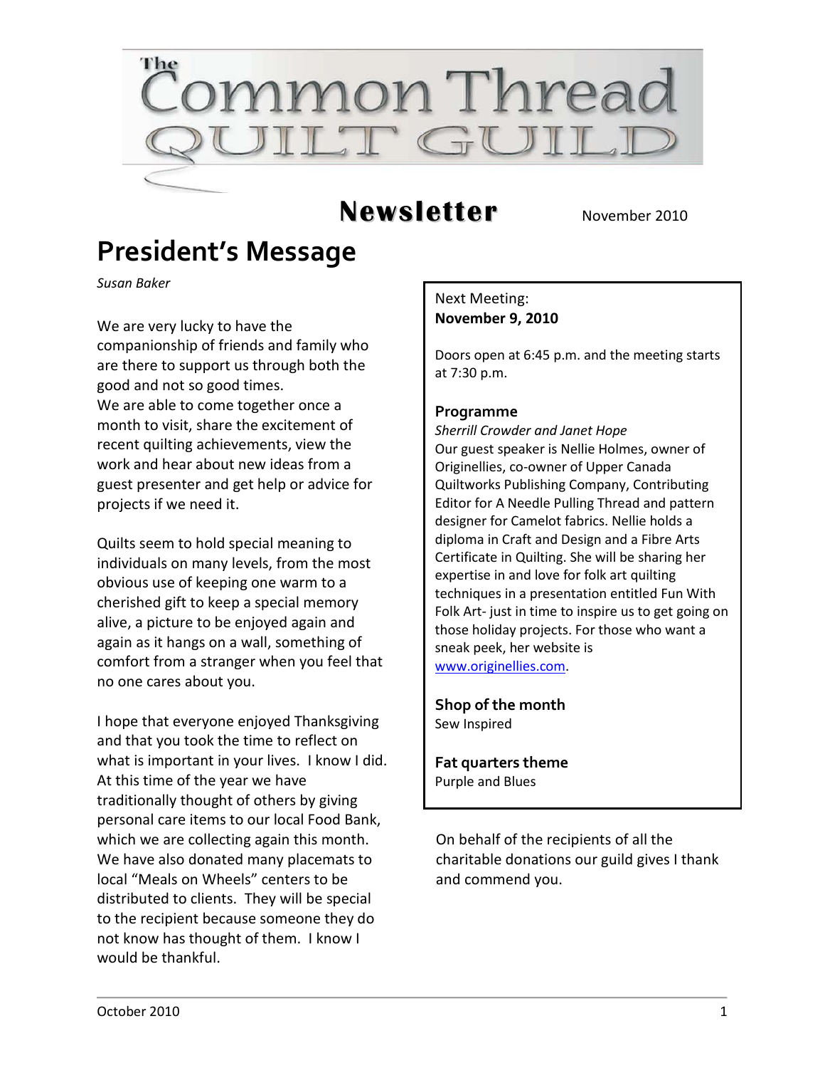# The Common Thread Quilt Guild

## Newsletter

November 2010

# President's Message

*Susan Baker*

We are very lucky to have the companionship of friends and family who are there to support us through both the good and not so good times.
We are able to come together once a month to visit, share the excitement of recent quilting achievements, view the work and hear about new ideas from a guest presenter and get help or advice for projects if we need it.

Quilts seem to hold special meaning to individuals on many levels, from the most obvious use of keeping one warm to a cherished gift to keep a special memory alive, a picture to be enjoyed again and again as it hangs on a wall, something of comfort from a stranger when you feel that no one cares about you.

I hope that everyone enjoyed Thanksgiving and that you took the time to reflect on what is important in your lives. I know I did. At this time of the year we have traditionally thought of others by giving personal care items to our local Food Bank, which we are collecting again this month. We have also donated many placemats to local "Meals on Wheels" centers to be distributed to clients. They will be special to the recipient because someone they do not know has thought of them. I know I would be thankful.

On behalf of the recipients of all the charitable donations our guild gives I thank and commend you.

---

Next Meeting:
**November 9, 2010**

Doors open at 6:45 p.m. and the meeting starts at 7:30 p.m.

**Programme**
*Sherrill Crowder and Janet Hope*
Our guest speaker is Nellie Holmes, owner of Originellies, co-owner of Upper Canada Quiltworks Publishing Company, Contributing Editor for A Needle Pulling Thread and pattern designer for Camelot fabrics. Nellie holds a diploma in Craft and Design and a Fibre Arts Certificate in Quilting. She will be sharing her expertise in and love for folk art quilting techniques in a presentation entitled Fun With Folk Art- just in time to inspire us to get going on those holiday projects. For those who want a sneak peek, her website is www.originellies.com.

**Shop of the month**
Sew Inspired

**Fat quarters theme**
Purple and Blues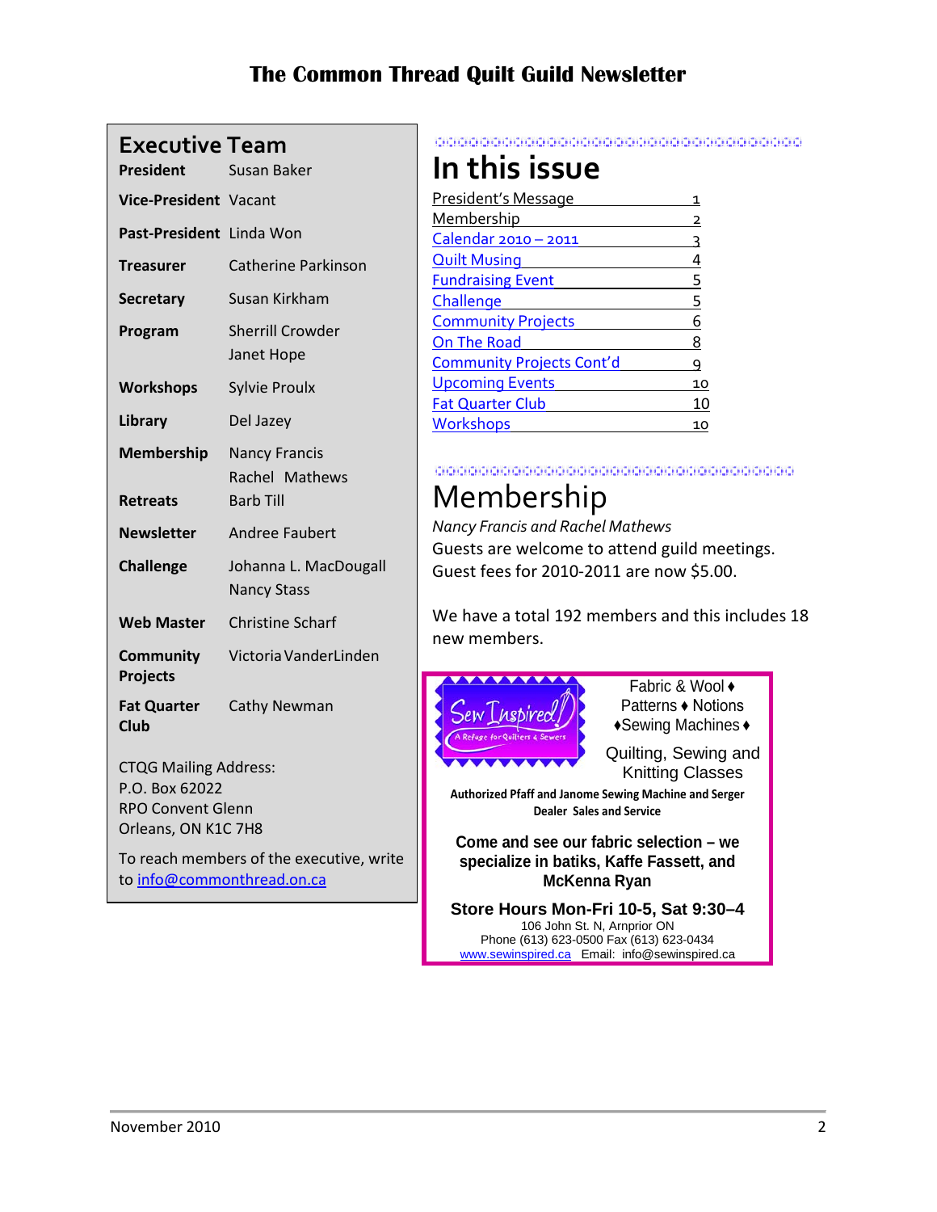# The Common Thread Quilt Guild Newsletter

## Executive Team

| | |
|---|---|
| **President** | Susan Baker |
| **Vice-President** | Vacant |
| **Past-President** | Linda Won |
| **Treasurer** | Catherine Parkinson |
| **Secretary** | Susan Kirkham |
| **Program** | Sherrill Crowder<br>Janet Hope |
| **Workshops** | Sylvie Proulx |
| **Library** | Del Jazey |
| **Membership** | Nancy Francis<br>Rachel Mathews |
| **Retreats** | Barb Till |
| **Newsletter** | Andree Faubert |
| **Challenge** | Johanna L. MacDougall<br>Nancy Stass |
| **Web Master** | Christine Scharf |
| **Community Projects** | Victoria VanderLinden |
| **Fat Quarter Club** | Cathy Newman |

CTQG Mailing Address:
P.O. Box 62022
RPO Convent Glenn
Orleans, ON K1C 7H8

To reach members of the executive, write to info@commonthread.on.ca

## In this issue

| | |
|---|---|
| President's Message | 1 |
| Membership | 2 |
| Calendar 2010 – 2011 | 3 |
| Quilt Musing | 4 |
| Fundraising Event | 5 |
| Challenge | 5 |
| Community Projects | 6 |
| On The Road | 8 |
| Community Projects Cont'd | 9 |
| Upcoming Events | 10 |
| Fat Quarter Club | 10 |
| Workshops | 10 |

## Membership

*Nancy Francis and Rachel Mathews*

Guests are welcome to attend guild meetings. Guest fees for 2010-2011 are now $5.00.

We have a total 192 members and this includes 18 new members.

**Sew Inspired!** A Refuge for Quilters & Sewers

Fabric & Wool ♦ Patterns ♦ Notions ♦Sewing Machines ♦

Quilting, Sewing and Knitting Classes

**Authorized Pfaff and Janome Sewing Machine and Serger Dealer Sales and Service**

**Come and see our fabric selection – we specialize in batiks, Kaffe Fassett, and McKenna Ryan**

**Store Hours Mon-Fri 10-5, Sat 9:30–4**

106 John St. N, Arnprior ON
Phone (613) 623-0500 Fax (613) 623-0434
www.sewinspired.ca Email: info@sewinspired.ca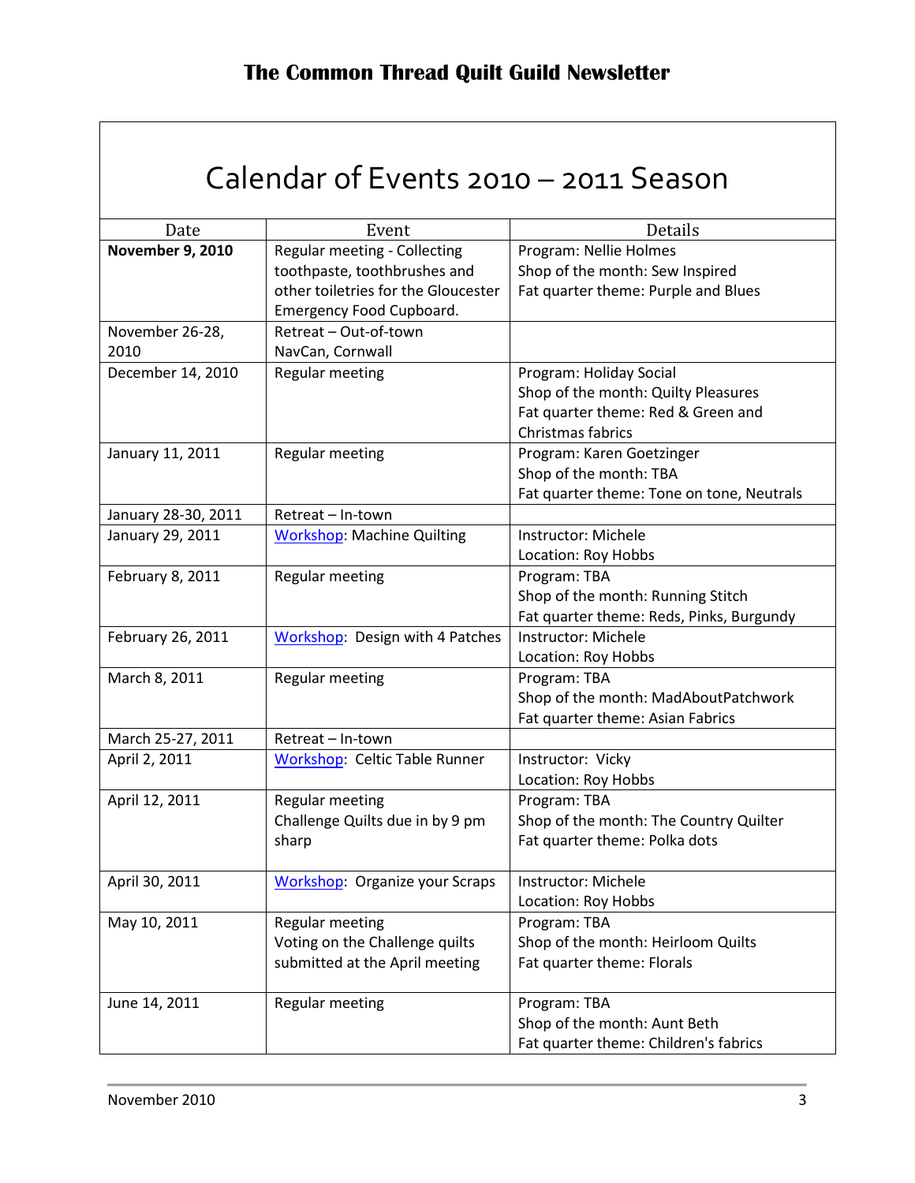# Calendar of Events 2010 – 2011 Season

| Date | Event | Details |
|---|---|---|
| **November 9, 2010** | Regular meeting - Collecting toothpaste, toothbrushes and other toiletries for the Gloucester Emergency Food Cupboard. | Program: Nellie Holmes<br>Shop of the month: Sew Inspired<br>Fat quarter theme: Purple and Blues |
| November 26-28, 2010 | Retreat – Out-of-town NavCan, Cornwall | |
| December 14, 2010 | Regular meeting | Program: Holiday Social<br>Shop of the month: Quilty Pleasures<br>Fat quarter theme: Red & Green and Christmas fabrics |
| January 11, 2011 | Regular meeting | Program: Karen Goetzinger<br>Shop of the month: TBA<br>Fat quarter theme: Tone on tone, Neutrals |
| January 28-30, 2011 | Retreat – In-town | |
| January 29, 2011 | Workshop: Machine Quilting | Instructor: Michele<br>Location: Roy Hobbs |
| February 8, 2011 | Regular meeting | Program: TBA<br>Shop of the month: Running Stitch<br>Fat quarter theme: Reds, Pinks, Burgundy |
| February 26, 2011 | Workshop: Design with 4 Patches | Instructor: Michele<br>Location: Roy Hobbs |
| March 8, 2011 | Regular meeting | Program: TBA<br>Shop of the month: MadAboutPatchwork<br>Fat quarter theme: Asian Fabrics |
| March 25-27, 2011 | Retreat – In-town | |
| April 2, 2011 | Workshop: Celtic Table Runner | Instructor: Vicky<br>Location: Roy Hobbs |
| April 12, 2011 | Regular meeting<br>Challenge Quilts due in by 9 pm sharp | Program: TBA<br>Shop of the month: The Country Quilter<br>Fat quarter theme: Polka dots |
| April 30, 2011 | Workshop: Organize your Scraps | Instructor: Michele<br>Location: Roy Hobbs |
| May 10, 2011 | Regular meeting<br>Voting on the Challenge quilts submitted at the April meeting | Program: TBA<br>Shop of the month: Heirloom Quilts<br>Fat quarter theme: Florals |
| June 14, 2011 | Regular meeting | Program: TBA<br>Shop of the month: Aunt Beth<br>Fat quarter theme: Children's fabrics |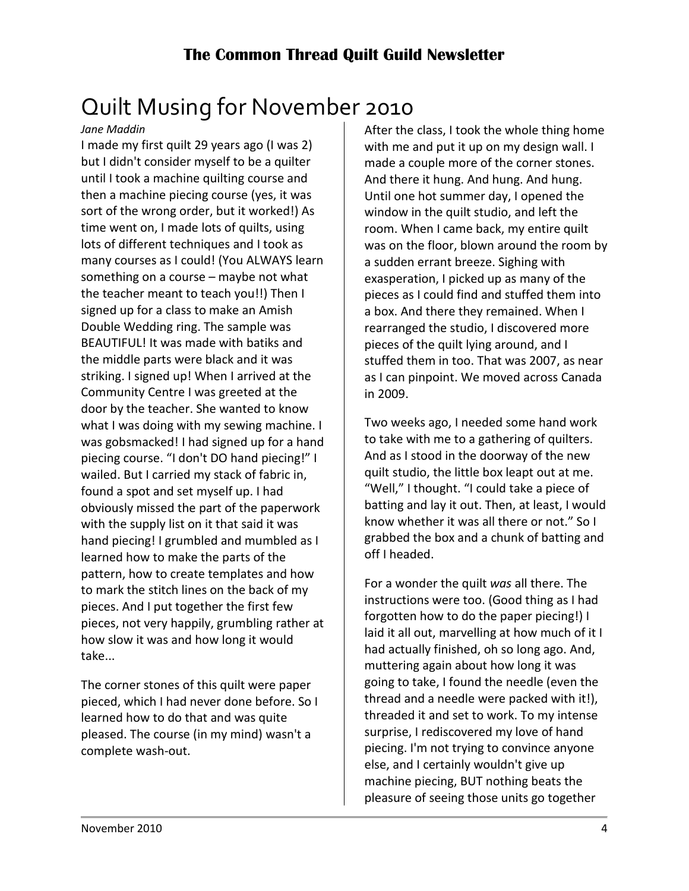# Quilt Musing for November 2010

*Jane Maddin*

I made my first quilt 29 years ago (I was 2) but I didn't consider myself to be a quilter until I took a machine quilting course and then a machine piecing course (yes, it was sort of the wrong order, but it worked!) As time went on, I made lots of quilts, using lots of different techniques and I took as many courses as I could! (You ALWAYS learn something on a course – maybe not what the teacher meant to teach you!!) Then I signed up for a class to make an Amish Double Wedding ring. The sample was BEAUTIFUL! It was made with batiks and the middle parts were black and it was striking. I signed up! When I arrived at the Community Centre I was greeted at the door by the teacher. She wanted to know what I was doing with my sewing machine. I was gobsmacked! I had signed up for a hand piecing course. "I don't DO hand piecing!" I wailed. But I carried my stack of fabric in, found a spot and set myself up. I had obviously missed the part of the paperwork with the supply list on it that said it was hand piecing! I grumbled and mumbled as I learned how to make the parts of the pattern, how to create templates and how to mark the stitch lines on the back of my pieces. And I put together the first few pieces, not very happily, grumbling rather at how slow it was and how long it would take...

The corner stones of this quilt were paper pieced, which I had never done before. So I learned how to do that and was quite pleased. The course (in my mind) wasn't a complete wash-out.

After the class, I took the whole thing home with me and put it up on my design wall. I made a couple more of the corner stones. And there it hung. And hung. And hung. Until one hot summer day, I opened the window in the quilt studio, and left the room. When I came back, my entire quilt was on the floor, blown around the room by a sudden errant breeze. Sighing with exasperation, I picked up as many of the pieces as I could find and stuffed them into a box. And there they remained. When I rearranged the studio, I discovered more pieces of the quilt lying around, and I stuffed them in too. That was 2007, as near as I can pinpoint. We moved across Canada in 2009.

Two weeks ago, I needed some hand work to take with me to a gathering of quilters. And as I stood in the doorway of the new quilt studio, the little box leapt out at me. "Well," I thought. "I could take a piece of batting and lay it out. Then, at least, I would know whether it was all there or not." So I grabbed the box and a chunk of batting and off I headed.

For a wonder the quilt *was* all there. The instructions were too. (Good thing as I had forgotten how to do the paper piecing!) I laid it all out, marvelling at how much of it I had actually finished, oh so long ago. And, muttering again about how long it was going to take, I found the needle (even the thread and a needle were packed with it!), threaded it and set to work. To my intense surprise, I rediscovered my love of hand piecing. I'm not trying to convince anyone else, and I certainly wouldn't give up machine piecing, BUT nothing beats the pleasure of seeing those units go together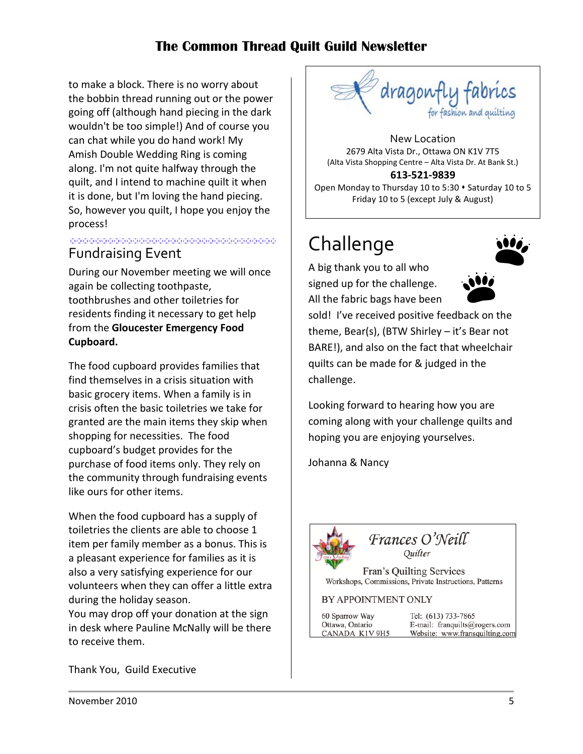to make a block. There is no worry about the bobbin thread running out or the power going off (although hand piecing in the dark wouldn't be too simple!) And of course you can chat while you do hand work! My Amish Double Wedding Ring is coming along. I'm not quite halfway through the quilt, and I intend to machine quilt it when it is done, but I'm loving the hand piecing. So, however you quilt, I hope you enjoy the process!

## Fundraising Event

During our November meeting we will once again be collecting toothpaste, toothbrushes and other toiletries for residents finding it necessary to get help from the **Gloucester Emergency Food Cupboard.**

The food cupboard provides families that find themselves in a crisis situation with basic grocery items. When a family is in crisis often the basic toiletries we take for granted are the main items they skip when shopping for necessities. The food cupboard's budget provides for the purchase of food items only. They rely on the community through fundraising events like ours for other items.

When the food cupboard has a supply of toiletries the clients are able to choose 1 item per family member as a bonus. This is a pleasant experience for families as it is also a very satisfying experience for our volunteers when they can offer a little extra during the holiday season.
You may drop off your donation at the sign in desk where Pauline McNally will be there to receive them.

Thank You, Guild Executive

---

**dragonfly fabrics**
*for fashion and quilting*

New Location
2679 Alta Vista Dr., Ottawa ON K1V 7T5
(Alta Vista Shopping Centre – Alta Vista Dr. At Bank St.)
**613-521-9839**
Open Monday to Thursday 10 to 5:30 • Saturday 10 to 5
Friday 10 to 5 (except July & August)

---

## Challenge

A big thank you to all who signed up for the challenge. All the fabric bags have been sold! I've received positive feedback on the theme, Bear(s), (BTW Shirley – it's Bear not BARE!), and also on the fact that wheelchair quilts can be made for & judged in the challenge.

Looking forward to hearing how you are coming along with your challenge quilts and hoping you are enjoying yourselves.

Johanna & Nancy

---

*Frances O'Neill*
*Quilter*

Fran's Quilting Services
Workshops, Commissions, Private Instructions, Patterns

BY APPOINTMENT ONLY

60 Sparrow Way
Ottawa, Ontario
CANADA K1V 9H5

Tel: (613) 733-7865
E-mail: franquilts@rogers.com
Website: www.fransquilting.com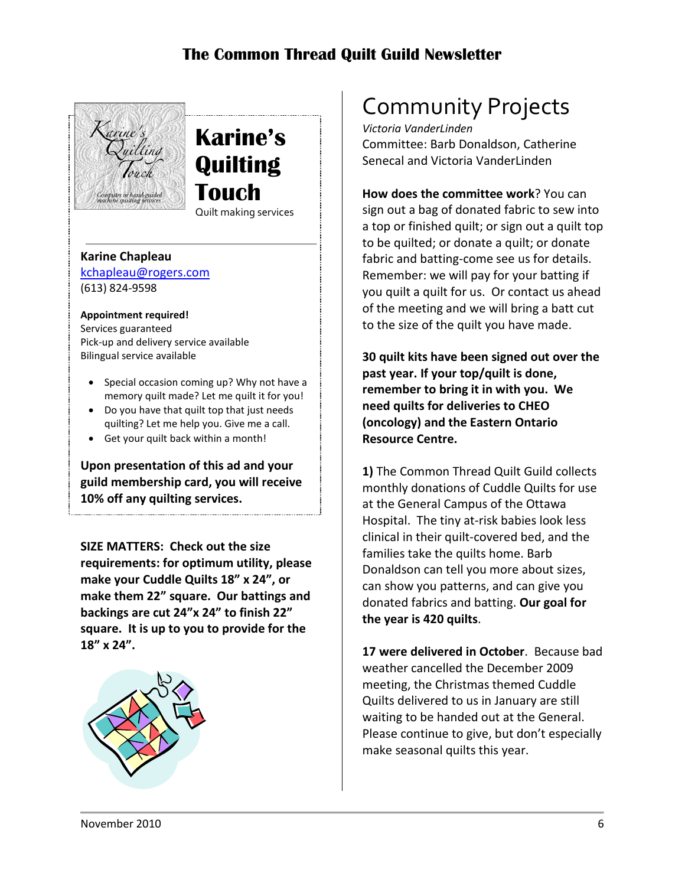## Karine's Quilting Touch

Quilt making services

**Karine Chapleau**
kchapleau@rogers.com
(613) 824-9598

**Appointment required!**
Services guaranteed
Pick-up and delivery service available
Bilingual service available

- Special occasion coming up? Why not have a memory quilt made? Let me quilt it for you!
- Do you have that quilt top that just needs quilting? Let me help you. Give me a call.
- Get your quilt back within a month!

**Upon presentation of this ad and your guild membership card, you will receive 10% off any quilting services.**

**SIZE MATTERS: Check out the size requirements: for optimum utility, please make your Cuddle Quilts 18" x 24", or make them 22" square. Our battings and backings are cut 24"x 24" to finish 22" square. It is up to you to provide for the 18" x 24".**

# Community Projects

*Victoria VanderLinden*
Committee: Barb Donaldson, Catherine Senecal and Victoria VanderLinden

**How does the committee work**? You can sign out a bag of donated fabric to sew into a top or finished quilt; or sign out a quilt top to be quilted; or donate a quilt; or donate fabric and batting-come see us for details. Remember: we will pay for your batting if you quilt a quilt for us. Or contact us ahead of the meeting and we will bring a batt cut to the size of the quilt you have made.

**30 quilt kits have been signed out over the past year. If your top/quilt is done, remember to bring it in with you. We need quilts for deliveries to CHEO (oncology) and the Eastern Ontario Resource Centre.**

**1)** The Common Thread Quilt Guild collects monthly donations of Cuddle Quilts for use at the General Campus of the Ottawa Hospital. The tiny at-risk babies look less clinical in their quilt-covered bed, and the families take the quilts home. Barb Donaldson can tell you more about sizes, can show you patterns, and can give you donated fabrics and batting. **Our goal for the year is 420 quilts**.

**17 were delivered in October**. Because bad weather cancelled the December 2009 meeting, the Christmas themed Cuddle Quilts delivered to us in January are still waiting to be handed out at the General. Please continue to give, but don't especially make seasonal quilts this year.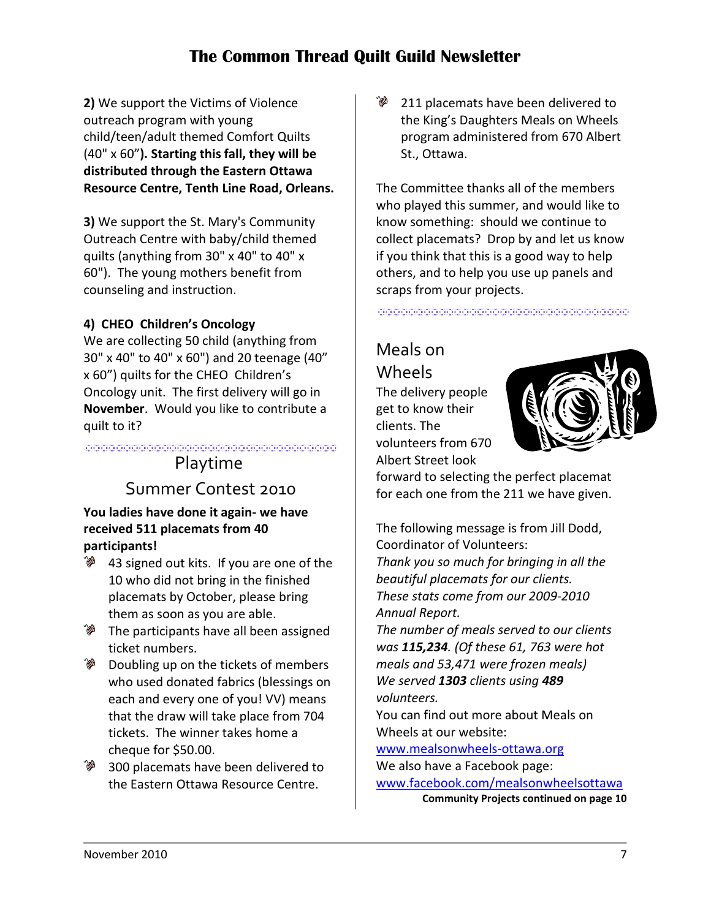**2)** We support the Victims of Violence outreach program with young child/teen/adult themed Comfort Quilts (40" x 60"**). Starting this fall, they will be distributed through the Eastern Ottawa Resource Centre, Tenth Line Road, Orleans.**

**3)** We support the St. Mary's Community Outreach Centre with baby/child themed quilts (anything from 30" x 40" to 40" x 60"). The young mothers benefit from counseling and instruction.

**4) CHEO Children's Oncology**

We are collecting 50 child (anything from 30" x 40" to 40" x 60") and 20 teenage (40" x 60") quilts for the CHEO Children's Oncology unit. The first delivery will go in **November**. Would you like to contribute a quilt to it?

## Playtime

## Summer Contest 2010

**You ladies have done it again- we have received 511 placemats from 40 participants!**

- 43 signed out kits. If you are one of the 10 who did not bring in the finished placemats by October, please bring them as soon as you are able.
- The participants have all been assigned ticket numbers.
- Doubling up on the tickets of members who used donated fabrics (blessings on each and every one of you! VV) means that the draw will take place from 704 tickets. The winner takes home a cheque for $50.00.
- 300 placemats have been delivered to the Eastern Ottawa Resource Centre.
- 211 placemats have been delivered to the King's Daughters Meals on Wheels program administered from 670 Albert St., Ottawa.

The Committee thanks all of the members who played this summer, and would like to know something: should we continue to collect placemats? Drop by and let us know if you think that this is a good way to help others, and to help you use up panels and scraps from your projects.

## Meals on Wheels

The delivery people get to know their clients. The volunteers from 670 Albert Street look forward to selecting the perfect placemat for each one from the 211 we have given.

The following message is from Jill Dodd, Coordinator of Volunteers:

*Thank you so much for bringing in all the beautiful placemats for our clients.*
*These stats come from our 2009-2010 Annual Report.*
*The number of meals served to our clients was **115,234**. (Of these 61, 763 were hot meals and 53,471 were frozen meals)*
*We served **1303** clients using **489** volunteers.*

You can find out more about Meals on Wheels at our website:
www.mealsonwheels-ottawa.org

We also have a Facebook page:
www.facebook.com/mealsonwheelsottawa

**Community Projects continued on page 10**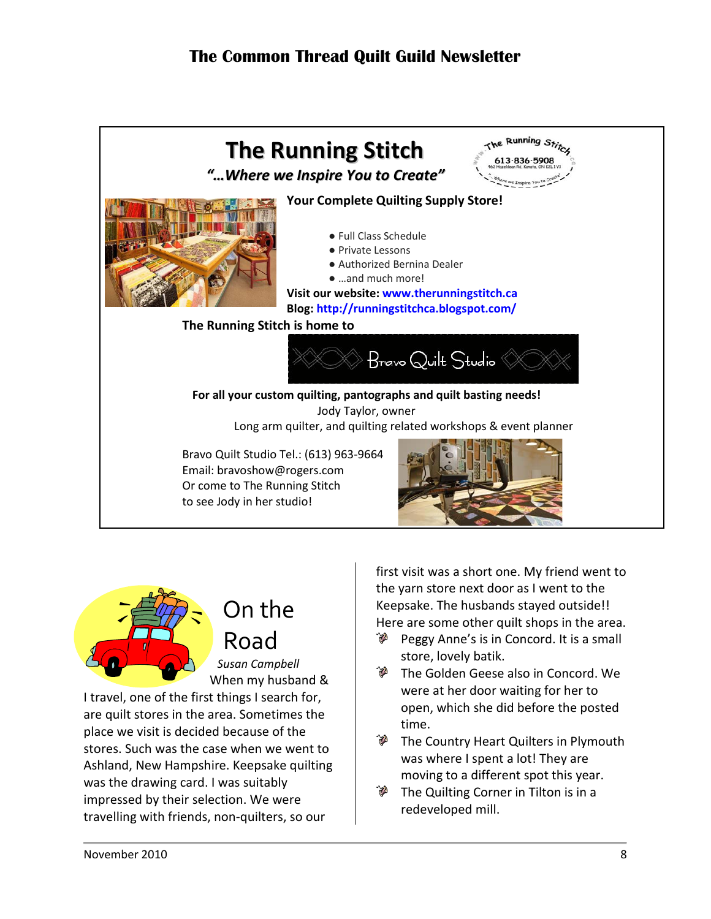# The Running Stitch

*"…Where we Inspire You to Create"*

**Your Complete Quilting Supply Store!**

- Full Class Schedule
- Private Lessons
- Authorized Bernina Dealer
- …and much more!

**Visit our website: www.therunningstitch.ca**
**Blog: http://runningstitchca.blogspot.com/**

**The Running Stitch is home to**

Bravo Quilt Studio

**For all your custom quilting, pantographs and quilt basting needs!**

Jody Taylor, owner

Long arm quilter, and quilting related workshops & event planner

Bravo Quilt Studio Tel.: (613) 963-9664
Email: bravoshow@rogers.com
Or come to The Running Stitch
to see Jody in her studio!

## On the Road

*Susan Campbell*

When my husband & I travel, one of the first things I search for, are quilt stores in the area. Sometimes the place we visit is decided because of the stores. Such was the case when we went to Ashland, New Hampshire. Keepsake quilting was the drawing card. I was suitably impressed by their selection. We were travelling with friends, non-quilters, so our first visit was a short one. My friend went to the yarn store next door as I went to the Keepsake. The husbands stayed outside!! Here are some other quilt shops in the area.

- Peggy Anne's is in Concord. It is a small store, lovely batik.
- The Golden Geese also in Concord. We were at her door waiting for her to open, which she did before the posted time.
- The Country Heart Quilters in Plymouth was where I spent a lot! They are moving to a different spot this year.
- The Quilting Corner in Tilton is in a redeveloped mill.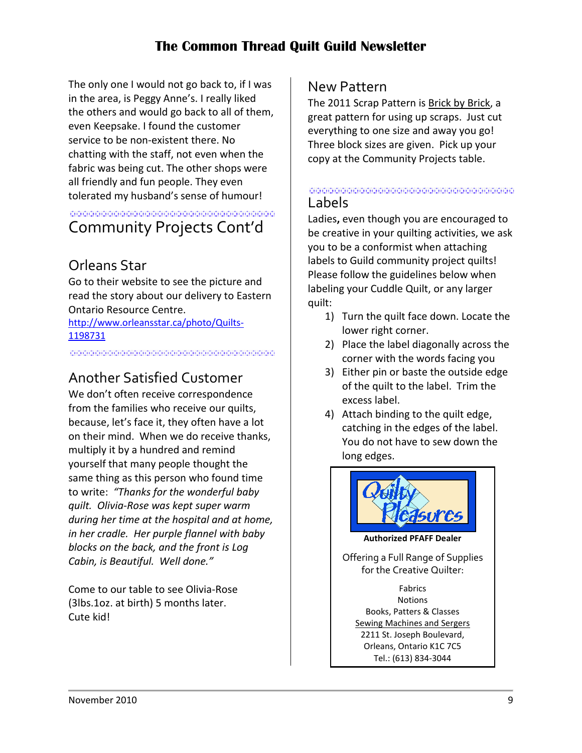The only one I would not go back to, if I was in the area, is Peggy Anne's. I really liked the others and would go back to all of them, even Keepsake. I found the customer service to be non-existent there. No chatting with the staff, not even when the fabric was being cut. The other shops were all friendly and fun people. They even tolerated my husband's sense of humour!

# Community Projects Cont'd

## Orleans Star

Go to their website to see the picture and read the story about our delivery to Eastern Ontario Resource Centre.
[http://www.orleansstar.ca/photo/Quilts-1198731](http://www.orleansstar.ca/photo/Quilts-1198731)

## Another Satisfied Customer

We don't often receive correspondence from the families who receive our quilts, because, let's face it, they often have a lot on their mind. When we do receive thanks, multiply it by a hundred and remind yourself that many people thought the same thing as this person who found time to write: *"Thanks for the wonderful baby quilt. Olivia-Rose was kept super warm during her time at the hospital and at home, in her cradle. Her purple flannel with baby blocks on the back, and the front is Log Cabin, is Beautiful. Well done."*

Come to our table to see Olivia-Rose (3lbs.1oz. at birth) 5 months later. Cute kid!

## New Pattern

The 2011 Scrap Pattern is Brick by Brick, a great pattern for using up scraps. Just cut everything to one size and away you go! Three block sizes are given. Pick up your copy at the Community Projects table.

## Labels

Ladies**,** even though you are encouraged to be creative in your quilting activities, we ask you to be a conformist when attaching labels to Guild community project quilts! Please follow the guidelines below when labeling your Cuddle Quilt, or any larger quilt:

1) Turn the quilt face down. Locate the lower right corner.
2) Place the label diagonally across the corner with the words facing you
3) Either pin or baste the outside edge of the quilt to the label. Trim the excess label.
4) Attach binding to the quilt edge, catching in the edges of the label. You do not have to sew down the long edges.

**Quilty Pleasures**

**Authorized PFAFF Dealer**

Offering a Full Range of Supplies for the Creative Quilter:

Fabrics
Notions
Books, Patters & Classes
Sewing Machines and Sergers
2211 St. Joseph Boulevard,
Orleans, Ontario K1C 7C5
Tel.: (613) 834-3044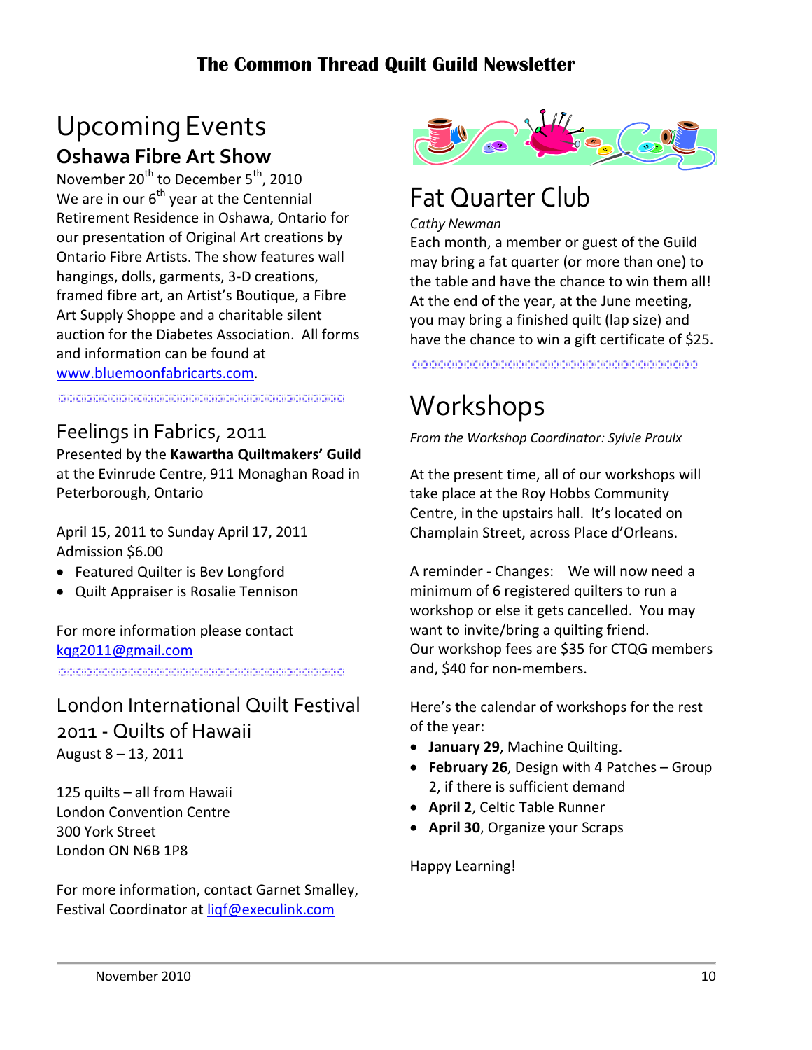# Upcoming Events

## Oshawa Fibre Art Show

November 20th to December 5th, 2010
We are in our 6th year at the Centennial Retirement Residence in Oshawa, Ontario for our presentation of Original Art creations by Ontario Fibre Artists. The show features wall hangings, dolls, garments, 3-D creations, framed fibre art, an Artist's Boutique, a Fibre Art Supply Shoppe and a charitable silent auction for the Diabetes Association. All forms and information can be found at www.bluemoonfabricarts.com.

## Feelings in Fabrics, 2011

Presented by the **Kawartha Quiltmakers' Guild** at the Evinrude Centre, 911 Monaghan Road in Peterborough, Ontario

April 15, 2011 to Sunday April 17, 2011
Admission $6.00

- Featured Quilter is Bev Longford
- Quilt Appraiser is Rosalie Tennison

For more information please contact kqg2011@gmail.com

## London International Quilt Festival 2011 - Quilts of Hawaii

August 8 – 13, 2011

125 quilts – all from Hawaii
London Convention Centre
300 York Street
London ON N6B 1P8

For more information, contact Garnet Smalley, Festival Coordinator at liqf@execulink.com

# Fat Quarter Club

*Cathy Newman*

Each month, a member or guest of the Guild may bring a fat quarter (or more than one) to the table and have the chance to win them all! At the end of the year, at the June meeting, you may bring a finished quilt (lap size) and have the chance to win a gift certificate of $25.

# Workshops

*From the Workshop Coordinator: Sylvie Proulx*

At the present time, all of our workshops will take place at the Roy Hobbs Community Centre, in the upstairs hall. It's located on Champlain Street, across Place d'Orleans.

A reminder - Changes: We will now need a minimum of 6 registered quilters to run a workshop or else it gets cancelled. You may want to invite/bring a quilting friend.
Our workshop fees are $35 for CTQG members and, $40 for non-members.

Here's the calendar of workshops for the rest of the year:

- **January 29**, Machine Quilting.
- **February 26**, Design with 4 Patches – Group 2, if there is sufficient demand
- **April 2**, Celtic Table Runner
- **April 30**, Organize your Scraps

Happy Learning!